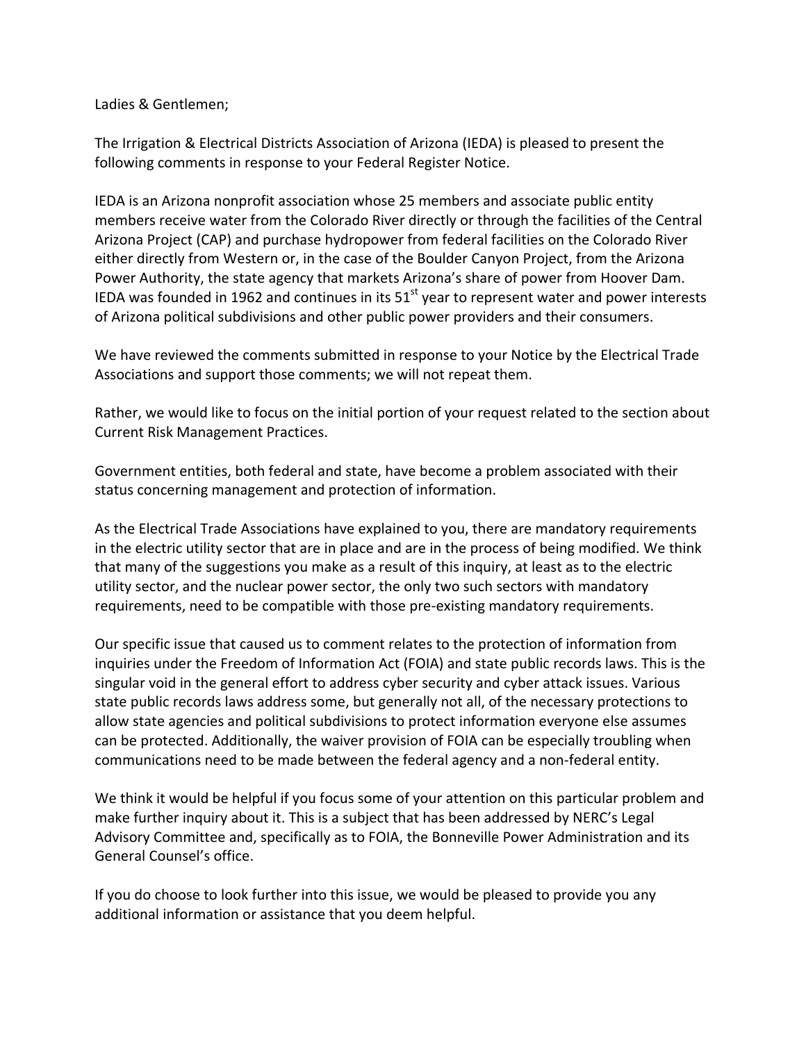Ladies & Gentlemen;

The Irrigation & Electrical Districts Association of Arizona (IEDA) is pleased to present the following comments in response to your Federal Register Notice.

IEDA is an Arizona nonprofit association whose 25 members and associate public entity members receive water from the Colorado River directly or through the facilities of the Central Arizona Project (CAP) and purchase hydropower from federal facilities on the Colorado River either directly from Western or, in the case of the Boulder Canyon Project, from the Arizona Power Authority, the state agency that markets Arizona's share of power from Hoover Dam. IEDA was founded in 1962 and continues in its 51st year to represent water and power interests of Arizona political subdivisions and other public power providers and their consumers.

We have reviewed the comments submitted in response to your Notice by the Electrical Trade Associations and support those comments; we will not repeat them.

Rather, we would like to focus on the initial portion of your request related to the section about Current Risk Management Practices.

Government entities, both federal and state, have become a problem associated with their status concerning management and protection of information.

As the Electrical Trade Associations have explained to you, there are mandatory requirements in the electric utility sector that are in place and are in the process of being modified. We think that many of the suggestions you make as a result of this inquiry, at least as to the electric utility sector, and the nuclear power sector, the only two such sectors with mandatory requirements, need to be compatible with those pre-existing mandatory requirements.

Our specific issue that caused us to comment relates to the protection of information from inquiries under the Freedom of Information Act (FOIA) and state public records laws. This is the singular void in the general effort to address cyber security and cyber attack issues. Various state public records laws address some, but generally not all, of the necessary protections to allow state agencies and political subdivisions to protect information everyone else assumes can be protected. Additionally, the waiver provision of FOIA can be especially troubling when communications need to be made between the federal agency and a non-federal entity.

We think it would be helpful if you focus some of your attention on this particular problem and make further inquiry about it. This is a subject that has been addressed by NERC's Legal Advisory Committee and, specifically as to FOIA, the Bonneville Power Administration and its General Counsel's office.

If you do choose to look further into this issue, we would be pleased to provide you any additional information or assistance that you deem helpful.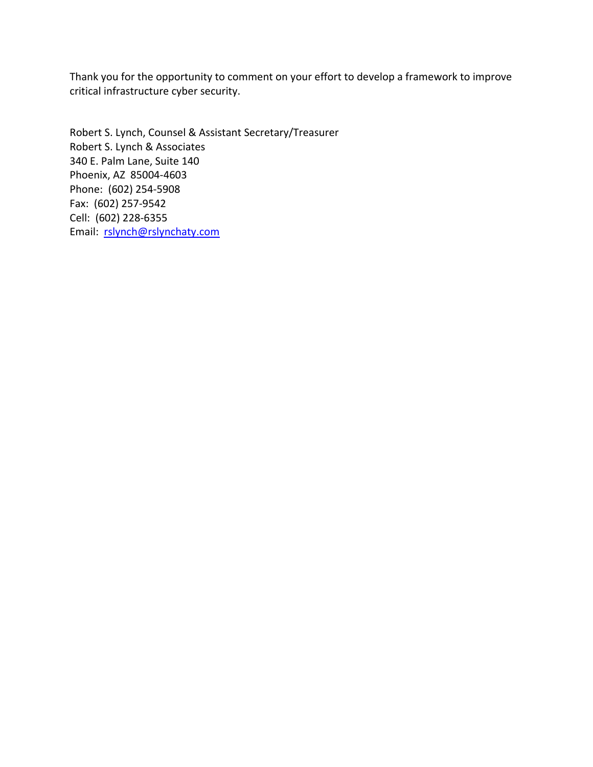Thank you for the opportunity to comment on your effort to develop a framework to improve critical infrastructure cyber security.

Robert S. Lynch, Counsel & Assistant Secretary/Treasurer
Robert S. Lynch & Associates
340 E. Palm Lane, Suite 140
Phoenix, AZ 85004-4603
Phone: (602) 254-5908
Fax: (602) 257-9542
Cell: (602) 228-6355
Email: rslynch@rslynchaty.com